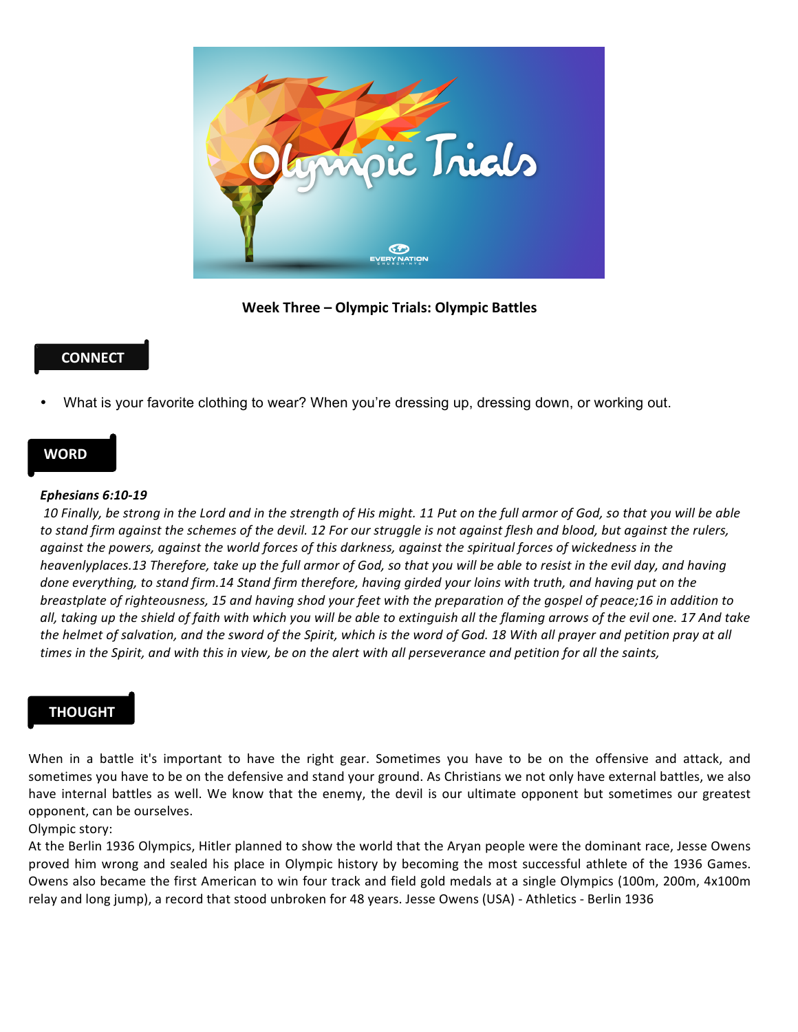**Week Three – Olympic Trials: Olympic Battles**

## CONNECT

- What is your favorite clothing to wear? When you're dressing up, dressing down, or working out.

## WORD

***Ephesians 6:10-19***

*10 Finally, be strong in the Lord and in the strength of His might. 11 Put on the full armor of God, so that you will be able to stand firm against the schemes of the devil. 12 For our struggle is not against flesh and blood, but against the rulers, against the powers, against the world forces of this darkness, against the spiritual forces of wickedness in the heavenlyplaces.13 Therefore, take up the full armor of God, so that you will be able to resist in the evil day, and having done everything, to stand firm.14 Stand firm therefore, having girded your loins with truth, and having put on the breastplate of righteousness, 15 and having shod your feet with the preparation of the gospel of peace;16 in addition to all, taking up the shield of faith with which you will be able to extinguish all the flaming arrows of the evil one. 17 And take the helmet of salvation, and the sword of the Spirit, which is the word of God. 18 With all prayer and petition pray at all times in the Spirit, and with this in view, be on the alert with all perseverance and petition for all the saints,*

## THOUGHT

When in a battle it's important to have the right gear. Sometimes you have to be on the offensive and attack, and sometimes you have to be on the defensive and stand your ground. As Christians we not only have external battles, we also have internal battles as well. We know that the enemy, the devil is our ultimate opponent but sometimes our greatest opponent, can be ourselves.

Olympic story:

At the Berlin 1936 Olympics, Hitler planned to show the world that the Aryan people were the dominant race, Jesse Owens proved him wrong and sealed his place in Olympic history by becoming the most successful athlete of the 1936 Games. Owens also became the first American to win four track and field gold medals at a single Olympics (100m, 200m, 4x100m relay and long jump), a record that stood unbroken for 48 years. Jesse Owens (USA) - Athletics - Berlin 1936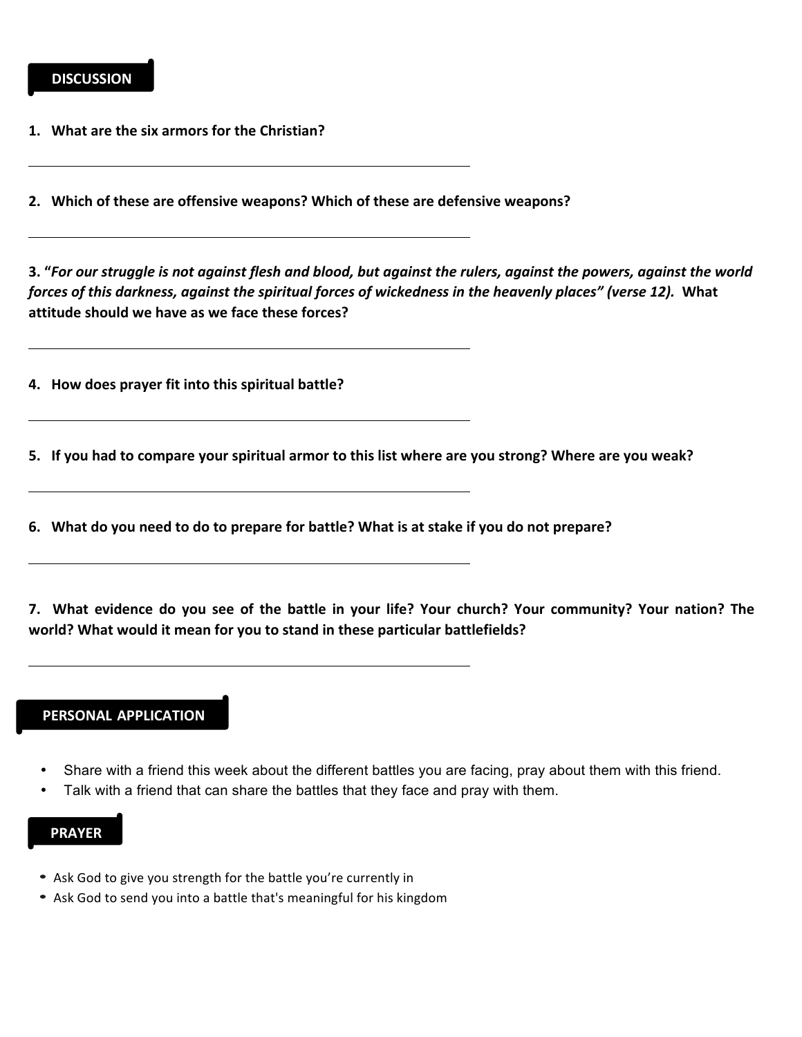## DISCUSSION

1. **What are the six armors for the Christian?**

2. **Which of these are offensive weapons? Which of these are defensive weapons?**

3. **"*For our struggle is not against flesh and blood, but against the rulers, against the powers, against the world forces of this darkness, against the spiritual forces of wickedness in the heavenly places" (verse 12).* What attitude should we have as we face these forces?**

4. **How does prayer fit into this spiritual battle?**

5. **If you had to compare your spiritual armor to this list where are you strong? Where are you weak?**

6. **What do you need to do to prepare for battle? What is at stake if you do not prepare?**

7. **What evidence do you see of the battle in your life? Your church? Your community? Your nation? The world? What would it mean for you to stand in these particular battlefields?**

## PERSONAL APPLICATION

- Share with a friend this week about the different battles you are facing, pray about them with this friend.
- Talk with a friend that can share the battles that they face and pray with them.

## PRAYER

- Ask God to give you strength for the battle you're currently in
- Ask God to send you into a battle that's meaningful for his kingdom